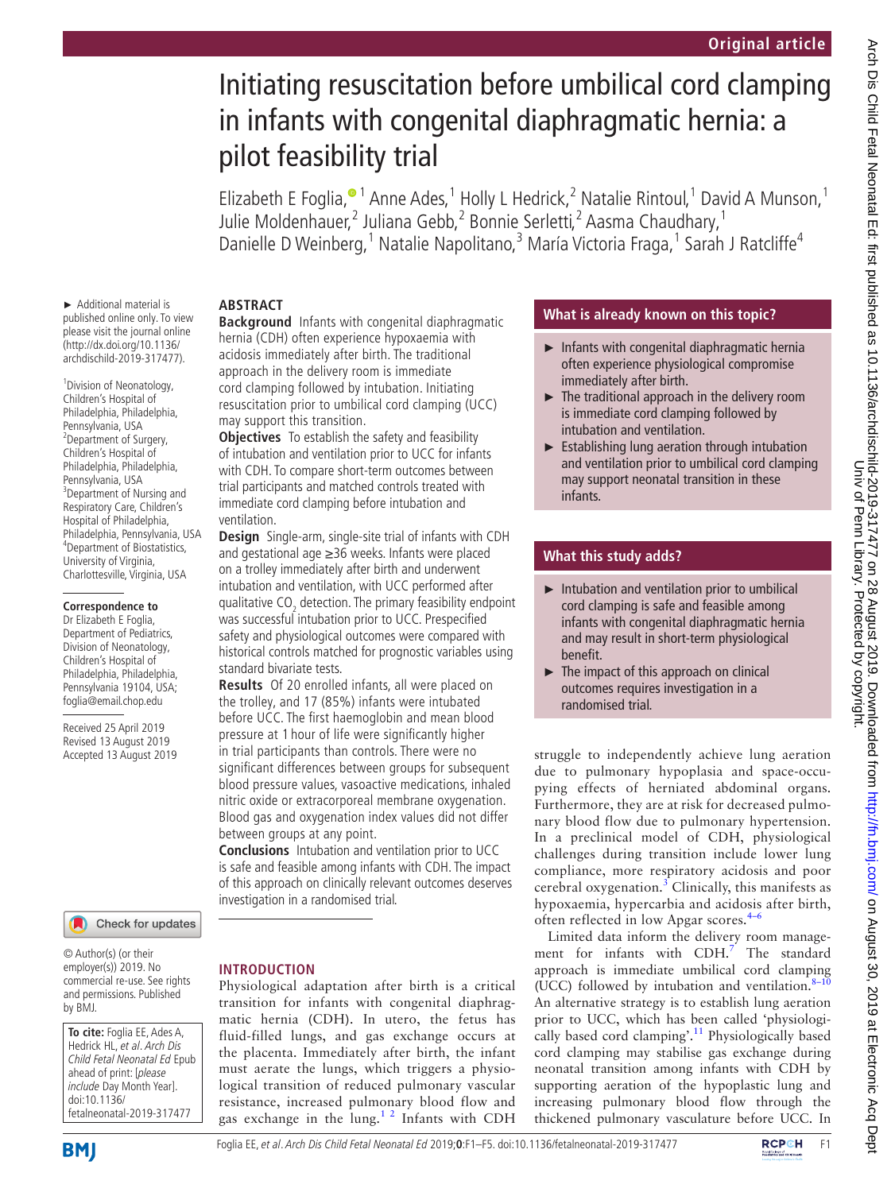Original article

# Initiating resuscitation before umbilical cord clamping in infants with congenital diaphragmatic hernia: a pilot feasibility trial

Elizabeth E Foglia,[1] Anne Ades,[1] Holly L Hedrick,[2] Natalie Rintoul,[1] David A Munson,[1] Julie Moldenhauer,[2] Juliana Gebb,[2] Bonnie Serletti,[2] Aasma Chaudhary,[1] Danielle D Weinberg,[1] Natalie Napolitano,[3] María Victoria Fraga,[1] Sarah J Ratcliffe[4]

► Additional material is published online only. To view please visit the journal online (http://dx.doi.org/10.1136/archdischild-2019-317477).

[1]Division of Neonatology, Children's Hospital of Philadelphia, Philadelphia, Pennsylvania, USA
[2]Department of Surgery, Children's Hospital of Philadelphia, Philadelphia, Pennsylvania, USA
[3]Department of Nursing and Respiratory Care, Children's Hospital of Philadelphia, Philadelphia, Pennsylvania, USA
[4]Department of Biostatistics, University of Virginia, Charlottesville, Virginia, USA

**Correspondence to**
Dr Elizabeth E Foglia, Department of Pediatrics, Division of Neonatology, Children's Hospital of Philadelphia, Philadelphia, Pennsylvania 19104, USA; foglia@email.chop.edu

Received 25 April 2019
Revised 13 August 2019
Accepted 13 August 2019

## ABSTRACT

**Background** Infants with congenital diaphragmatic hernia (CDH) often experience hypoxaemia with acidosis immediately after birth. The traditional approach in the delivery room is immediate cord clamping followed by intubation. Initiating resuscitation prior to umbilical cord clamping (UCC) may support this transition.

**Objectives** To establish the safety and feasibility of intubation and ventilation prior to UCC for infants with CDH. To compare short-term outcomes between trial participants and matched controls treated with immediate cord clamping before intubation and ventilation.

**Design** Single-arm, single-site trial of infants with CDH and gestational age ≥36 weeks. Infants were placed on a trolley immediately after birth and underwent intubation and ventilation, with UCC performed after qualitative $CO_2$ detection. The primary feasibility endpoint was successful intubation prior to UCC. Prespecified safety and physiological outcomes were compared with historical controls matched for prognostic variables using standard bivariate tests.

**Results** Of 20 enrolled infants, all were placed on the trolley, and 17 (85%) infants were intubated before UCC. The first haemoglobin and mean blood pressure at 1 hour of life were significantly higher in trial participants than controls. There were no significant differences between groups for subsequent blood pressure values, vasoactive medications, inhaled nitric oxide or extracorporeal membrane oxygenation. Blood gas and oxygenation index values did not differ between groups at any point.

**Conclusions** Intubation and ventilation prior to UCC is safe and feasible among infants with CDH. The impact of this approach on clinically relevant outcomes deserves investigation in a randomised trial.

© Author(s) (or their employer(s)) 2019. No commercial re-use. See rights and permissions. Published by BMJ.

**To cite:** Foglia EE, Ades A, Hedrick HL, et al. *Arch Dis Child Fetal Neonatal Ed* Epub ahead of print: [*please include* Day Month Year]. doi:10.1136/fetalneonatal-2019-317477

## What is already known on this topic?

- Infants with congenital diaphragmatic hernia often experience physiological compromise immediately after birth.
- The traditional approach in the delivery room is immediate cord clamping followed by intubation and ventilation.
- Establishing lung aeration through intubation and ventilation prior to umbilical cord clamping may support neonatal transition in these infants.

## What this study adds?

- Intubation and ventilation prior to umbilical cord clamping is safe and feasible among infants with congenital diaphragmatic hernia and may result in short-term physiological benefit.
- The impact of this approach on clinical outcomes requires investigation in a randomised trial.

## INTRODUCTION

Physiological adaptation after birth is a critical transition for infants with congenital diaphragmatic hernia (CDH). In utero, the fetus has fluid-filled lungs, and gas exchange occurs at the placenta. Immediately after birth, the infant must aerate the lungs, which triggers a physiological transition of reduced pulmonary vascular resistance, increased pulmonary blood flow and gas exchange in the lung.[1,2] Infants with CDH struggle to independently achieve lung aeration due to pulmonary hypoplasia and space-occupying effects of herniated abdominal organs. Furthermore, they are at risk for decreased pulmonary blood flow due to pulmonary hypertension. In a preclinical model of CDH, physiological challenges during transition include lower lung compliance, more respiratory acidosis and poor cerebral oxygenation.[3] Clinically, this manifests as hypoxaemia, hypercarbia and acidosis after birth, often reflected in low Apgar scores.[4–6]

Limited data inform the delivery room management for infants with CDH.[7] The standard approach is immediate umbilical cord clamping (UCC) followed by intubation and ventilation.[8–10] An alternative strategy is to establish lung aeration prior to UCC, which has been called 'physiologically based cord clamping'.[11] Physiologically based cord clamping may stabilise gas exchange during neonatal transition among infants with CDH by supporting aeration of the hypoplastic lung and increasing pulmonary blood flow through the thickened pulmonary vasculature before UCC. In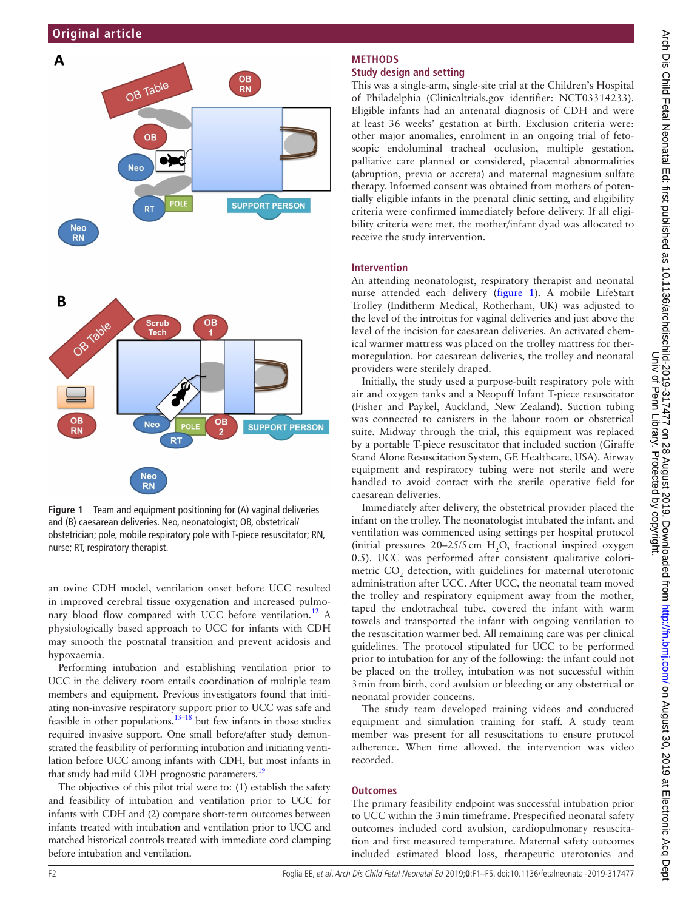Figure 1 Team and equipment positioning for (A) vaginal deliveries and (B) caesarean deliveries. Neo, neonatologist; OB, obstetrical/obstetrician; pole, mobile respiratory pole with T-piece resuscitator; RN, nurse; RT, respiratory therapist.

an ovine CDH model, ventilation onset before UCC resulted in improved cerebral tissue oxygenation and increased pulmonary blood flow compared with UCC before ventilation.[12] A physiologically based approach to UCC for infants with CDH may smooth the postnatal transition and prevent acidosis and hypoxaemia.

Performing intubation and establishing ventilation prior to UCC in the delivery room entails coordination of multiple team members and equipment. Previous investigators found that initiating non-invasive respiratory support prior to UCC was safe and feasible in other populations,[13–18] but few infants in those studies required invasive support. One small before/after study demonstrated the feasibility of performing intubation and initiating ventilation before UCC among infants with CDH, but most infants in that study had mild CDH prognostic parameters.[19]

The objectives of this pilot trial were to: (1) establish the safety and feasibility of intubation and ventilation prior to UCC for infants with CDH and (2) compare short-term outcomes between infants treated with intubation and ventilation prior to UCC and matched historical controls treated with immediate cord clamping before intubation and ventilation.

## METHODS

### Study design and setting

This was a single-arm, single-site trial at the Children's Hospital of Philadelphia (Clinicaltrials.gov identifier: NCT03314233). Eligible infants had an antenatal diagnosis of CDH and were at least 36 weeks' gestation at birth. Exclusion criteria were: other major anomalies, enrolment in an ongoing trial of fetoscopic endoluminal tracheal occlusion, multiple gestation, palliative care planned or considered, placental abnormalities (abruption, previa or accreta) and maternal magnesium sulfate therapy. Informed consent was obtained from mothers of potentially eligible infants in the prenatal clinic setting, and eligibility criteria were confirmed immediately before delivery. If all eligibility criteria were met, the mother/infant dyad was allocated to receive the study intervention.

### Intervention

An attending neonatologist, respiratory therapist and neonatal nurse attended each delivery (figure 1). A mobile LifeStart Trolley (Inditherm Medical, Rotherham, UK) was adjusted to the level of the introitus for vaginal deliveries and just above the level of the incision for caesarean deliveries. An activated chemical warmer mattress was placed on the trolley mattress for thermoregulation. For caesarean deliveries, the trolley and neonatal providers were sterilely draped.

Initially, the study used a purpose-built respiratory pole with air and oxygen tanks and a Neopuff Infant T-piece resuscitator (Fisher and Paykel, Auckland, New Zealand). Suction tubing was connected to canisters in the labour room or obstetrical suite. Midway through the trial, this equipment was replaced by a portable T-piece resuscitator that included suction (Giraffe Stand Alone Resuscitation System, GE Healthcare, USA). Airway equipment and respiratory tubing were not sterile and were handled to avoid contact with the sterile operative field for caesarean deliveries.

Immediately after delivery, the obstetrical provider placed the infant on the trolley. The neonatologist intubated the infant, and ventilation was commenced using settings per hospital protocol (initial pressures 20–25/5 cm $H_2O$, fractional inspired oxygen 0.5). UCC was performed after consistent qualitative colorimetric $CO_2$ detection, with guidelines for maternal uterotonic administration after UCC. After UCC, the neonatal team moved the trolley and respiratory equipment away from the mother, taped the endotracheal tube, covered the infant with warm towels and transported the infant with ongoing ventilation to the resuscitation warmer bed. All remaining care was per clinical guidelines. The protocol stipulated for UCC to be performed prior to intubation for any of the following: the infant could not be placed on the trolley, intubation was not successful within 3 min from birth, cord avulsion or bleeding or any obstetrical or neonatal provider concerns.

The study team developed training videos and conducted equipment and simulation training for staff. A study team member was present for all resuscitations to ensure protocol adherence. When time allowed, the intervention was video recorded.

### Outcomes

The primary feasibility endpoint was successful intubation prior to UCC within the 3 min timeframe. Prespecified neonatal safety outcomes included cord avulsion, cardiopulmonary resuscitation and first measured temperature. Maternal safety outcomes included estimated blood loss, therapeutic uterotonics and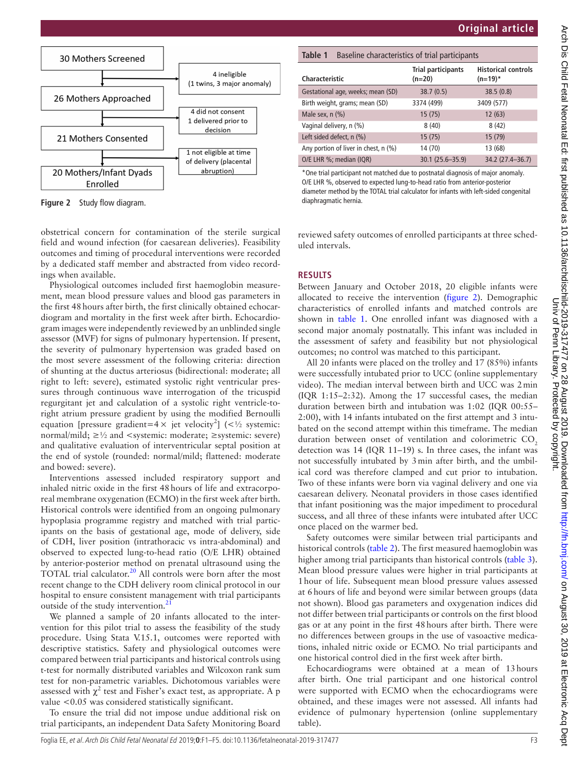30 Mothers Screened → 4 ineligible (1 twins, 3 major anomaly)

26 Mothers Approached → 4 did not consent, 1 delivered prior to decision

21 Mothers Consented → 1 not eligible at time of delivery (placental abruption)

20 Mothers/Infant Dyads Enrolled

**Figure 2** Study flow diagram.

obstetrical concern for contamination of the sterile surgical field and wound infection (for caesarean deliveries). Feasibility outcomes and timing of procedural interventions were recorded by a dedicated staff member and abstracted from video recordings when available.

Physiological outcomes included first haemoglobin measurement, mean blood pressure values and blood gas parameters in the first 48 hours after birth, the first clinically obtained echocardiogram and mortality in the first week after birth. Echocardiogram images were independently reviewed by an unblinded single assessor (MVF) for signs of pulmonary hypertension. If present, the severity of pulmonary hypertension was graded based on the most severe assessment of the following criteria: direction of shunting at the ductus arteriosus (bidirectional: moderate; all right to left: severe), estimated systolic right ventricular pressures through continuous wave interrogation of the tricuspid regurgitant jet and calculation of a systolic right ventricle-to-right atrium pressure gradient by using the modified Bernoulli equation [pressure gradient=$4\times$ jet velocity$^2$] (<½ systemic: normal/mild; ≥½ and <systemic: moderate; ≥systemic: severe) and qualitative evaluation of interventricular septal position at the end of systole (rounded: normal/mild; flattened: moderate and bowed: severe).

Interventions assessed included respiratory support and inhaled nitric oxide in the first 48 hours of life and extracorporeal membrane oxygenation (ECMO) in the first week after birth. Historical controls were identified from an ongoing pulmonary hypoplasia programme registry and matched with trial participants on the basis of gestational age, mode of delivery, side of CDH, liver position (intrathoracic vs intra-abdominal) and observed to expected lung-to-head ratio (O/E LHR) obtained by anterior-posterior method on prenatal ultrasound using the TOTAL trial calculator.[20] All controls were born after the most recent change to the CDH delivery room clinical protocol in our hospital to ensure consistent management with trial participants outside of the study intervention.[21]

We planned a sample of 20 infants allocated to the intervention for this pilot trial to assess the feasibility of the study procedure. Using Stata V.15.1, outcomes were reported with descriptive statistics. Safety and physiological outcomes were compared between trial participants and historical controls using t-test for normally distributed variables and Wilcoxon rank sum test for non-parametric variables. Dichotomous variables were assessed with $\chi^2$ test and Fisher's exact test, as appropriate. A p value <0.05 was considered statistically significant.

To ensure the trial did not impose undue additional risk on trial participants, an independent Data Safety Monitoring Board reviewed safety outcomes of enrolled participants at three scheduled intervals.

**Table 1** Baseline characteristics of trial participants

| Characteristic | Trial participants (n=20) | Historical controls (n=19)* |
|---|---|---|
| Gestational age, weeks; mean (SD) | 38.7 (0.5) | 38.5 (0.8) |
| Birth weight, grams; mean (SD) | 3374 (499) | 3409 (577) |
| Male sex, n (%) | 15 (75) | 12 (63) |
| Vaginal delivery, n (%) | 8 (40) | 8 (42) |
| Left sided defect, n (%) | 15 (75) | 15 (79) |
| Any portion of liver in chest, n (%) | 14 (70) | 13 (68) |
| O/E LHR %; median (IQR) | 30.1 (25.6–35.9) | 34.2 (27.4–36.7) |

*One trial participant not matched due to postnatal diagnosis of major anomaly.
O/E LHR %, observed to expected lung-to-head ratio from anterior-posterior diameter method by the TOTAL trial calculator for infants with left-sided congenital diaphragmatic hernia.

## RESULTS

Between January and October 2018, 20 eligible infants were allocated to receive the intervention (figure 2). Demographic characteristics of enrolled infants and matched controls are shown in table 1. One enrolled infant was diagnosed with a second major anomaly postnatally. This infant was included in the assessment of safety and feasibility but not physiological outcomes; no control was matched to this participant.

All 20 infants were placed on the trolley and 17 (85%) infants were successfully intubated prior to UCC (online supplementary video). The median interval between birth and UCC was 2 min (IQR 1:15–2:32). Among the 17 successful cases, the median duration between birth and intubation was 1:02 (IQR 00:55–2:00), with 14 infants intubated on the first attempt and 3 intubated on the second attempt within this timeframe. The median duration between onset of ventilation and colorimetric $CO_2$ detection was 14 (IQR 11–19) s. In three cases, the infant was not successfully intubated by 3 min after birth, and the umbilical cord was therefore clamped and cut prior to intubation. Two of these infants were born via vaginal delivery and one via caesarean delivery. Neonatal providers in those cases identified that infant positioning was the major impediment to procedural success, and all three of these infants were intubated after UCC once placed on the warmer bed.

Safety outcomes were similar between trial participants and historical controls (table 2). The first measured haemoglobin was higher among trial participants than historical controls (table 3). Mean blood pressure values were higher in trial participants at 1 hour of life. Subsequent mean blood pressure values assessed at 6 hours of life and beyond were similar between groups (data not shown). Blood gas parameters and oxygenation indices did not differ between trial participants or controls on the first blood gas or at any point in the first 48 hours after birth. There were no differences between groups in the use of vasoactive medications, inhaled nitric oxide or ECMO. No trial participants and one historical control died in the first week after birth.

Echocardiograms were obtained at a mean of 13 hours after birth. One trial participant and one historical control were supported with ECMO when the echocardiograms were obtained, and these images were not assessed. All infants had evidence of pulmonary hypertension (online supplementary table).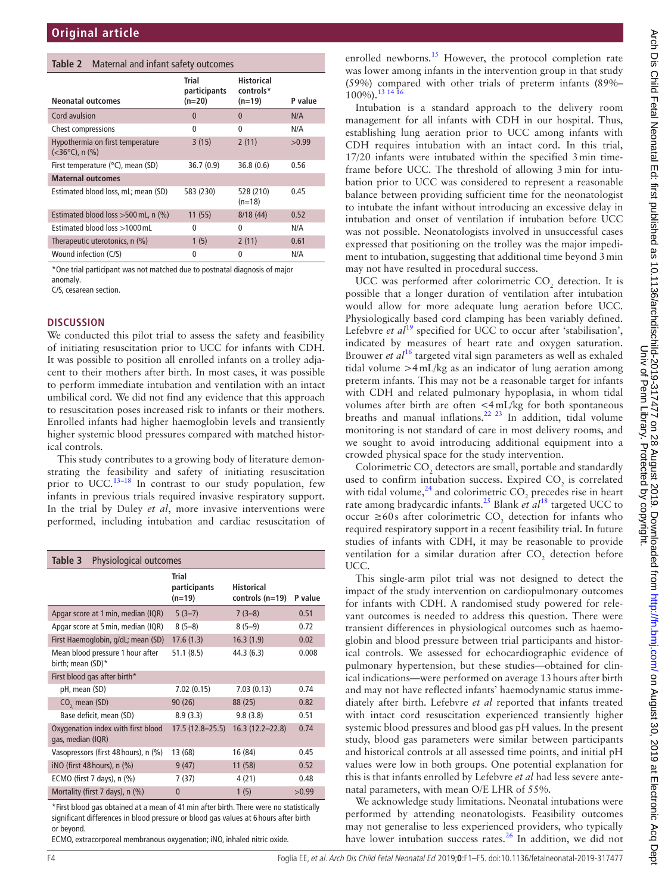**Table 2** Maternal and infant safety outcomes

| Neonatal outcomes | Trial participants (n=20) | Historical controls* (n=19) | P value |
|---|---|---|---|
| Cord avulsion | 0 | 0 | N/A |
| Chest compressions | 0 | 0 | N/A |
| Hypothermia on first temperature (<36°C), n (%) | 3 (15) | 2 (11) | >0.99 |
| First temperature (°C), mean (SD) | 36.7 (0.9) | 36.8 (0.6) | 0.56 |
| **Maternal outcomes** | | | |
| Estimated blood loss, mL; mean (SD) | 583 (230) | 528 (210) (n=18) | 0.45 |
| Estimated blood loss >500 mL, n (%) | 11 (55) | 8/18 (44) | 0.52 |
| Estimated blood loss >1000 mL | 0 | 0 | N/A |
| Therapeutic uterotonics, n (%) | 1 (5) | 2 (11) | 0.61 |
| Wound infection (C/S) | 0 | 0 | N/A |

*One trial participant was not matched due to postnatal diagnosis of major anomaly.
C/S, cesarean section.

## DISCUSSION

We conducted this pilot trial to assess the safety and feasibility of initiating resuscitation prior to UCC for infants with CDH. It was possible to position all enrolled infants on a trolley adjacent to their mothers after birth. In most cases, it was possible to perform immediate intubation and ventilation with an intact umbilical cord. We did not find any evidence that this approach to resuscitation poses increased risk to infants or their mothers. Enrolled infants had higher haemoglobin levels and transiently higher systemic blood pressures compared with matched historical controls.

This study contributes to a growing body of literature demonstrating the feasibility and safety of initiating resuscitation prior to UCC.[13–18] In contrast to our study population, few infants in previous trials required invasive respiratory support. In the trial by Duley *et al*, more invasive interventions were performed, including intubation and cardiac resuscitation of enrolled newborns.[15] However, the protocol completion rate was lower among infants in the intervention group in that study (59%) compared with other trials of preterm infants (89%–100%).[13 14 16]

**Table 3** Physiological outcomes

| | Trial participants (n=19) | Historical controls (n=19) | P value |
|---|---|---|---|
| Apgar score at 1 min, median (IQR) | 5 (3–7) | 7 (3–8) | 0.51 |
| Apgar score at 5 min, median (IQR) | 8 (5–8) | 8 (5–9) | 0.72 |
| First Haemoglobin, g/dL; mean (SD) | 17.6 (1.3) | 16.3 (1.9) | 0.02 |
| Mean blood pressure 1 hour after birth; mean (SD)* | 51.1 (8.5) | 44.3 (6.3) | 0.008 |
| First blood gas after birth* | | | |
| pH, mean (SD) | 7.02 (0.15) | 7.03 (0.13) | 0.74 |
| $CO_2$ mean (SD) | 90 (26) | 88 (25) | 0.82 |
| Base deficit, mean (SD) | 8.9 (3.3) | 9.8 (3.8) | 0.51 |
| Oxygenation index with first blood gas, median (IQR) | 17.5 (12.8–25.5) | 16.3 (12.2–22.8) | 0.74 |
| Vasopressors (first 48 hours), n (%) | 13 (68) | 16 (84) | 0.45 |
| iNO (first 48 hours), n (%) | 9 (47) | 11 (58) | 0.52 |
| ECMO (first 7 days), n (%) | 7 (37) | 4 (21) | 0.48 |
| Mortality (first 7 days), n (%) | 0 | 1 (5) | >0.99 |

*First blood gas obtained at a mean of 41 min after birth. There were no statistically significant differences in blood pressure or blood gas values at 6 hours after birth or beyond.
ECMO, extracorporeal membranous oxygenation; iNO, inhaled nitric oxide.

Intubation is a standard approach to the delivery room management for all infants with CDH in our hospital. Thus, establishing lung aeration prior to UCC among infants with CDH requires intubation with an intact cord. In this trial, 17/20 infants were intubated within the specified 3 min timeframe before UCC. The threshold of allowing 3 min for intubation prior to UCC was considered to represent a reasonable balance between providing sufficient time for the neonatologist to intubate the infant without introducing an excessive delay in intubation and onset of ventilation if intubation before UCC was not possible. Neonatologists involved in unsuccessful cases expressed that positioning on the trolley was the major impediment to intubation, suggesting that additional time beyond 3 min may not have resulted in procedural success.

UCC was performed after colorimetric $CO_2$ detection. It is possible that a longer duration of ventilation after intubation would allow for more adequate lung aeration before UCC. Physiologically based cord clamping has been variably defined. Lefebvre *et al*[19] specified for UCC to occur after 'stabilisation', indicated by measures of heart rate and oxygen saturation. Brouwer *et al*[16] targeted vital sign parameters as well as exhaled tidal volume >4 mL/kg as an indicator of lung aeration among preterm infants. This may not be a reasonable target for infants with CDH and related pulmonary hypoplasia, in whom tidal volumes after birth are often <4 mL/kg for both spontaneous breaths and manual inflations.[22 23] In addition, tidal volume monitoring is not standard of care in most delivery rooms, and we sought to avoid introducing additional equipment into a crowded physical space for the study intervention.

Colorimetric $CO_2$ detectors are small, portable and standardly used to confirm intubation success. Expired $CO_2$ is correlated with tidal volume,[24] and colorimetric $CO_2$ precedes rise in heart rate among bradycardic infants.[25] Blank *et al*[18] targeted UCC to occur ≥60 s after colorimetric $CO_2$ detection for infants who required respiratory support in a recent feasibility trial. In future studies of infants with CDH, it may be reasonable to provide ventilation for a similar duration after $CO_2$ detection before UCC.

This single-arm pilot trial was not designed to detect the impact of the study intervention on cardiopulmonary outcomes for infants with CDH. A randomised study powered for relevant outcomes is needed to address this question. There were transient differences in physiological outcomes such as haemoglobin and blood pressure between trial participants and historical controls. We assessed for echocardiographic evidence of pulmonary hypertension, but these studies—obtained for clinical indications—were performed on average 13 hours after birth and may not have reflected infants' haemodynamic status immediately after birth. Lefebvre *et al* reported that infants treated with intact cord resuscitation experienced transiently higher systemic blood pressures and blood gas pH values. In the present study, blood gas parameters were similar between participants and historical controls at all assessed time points, and initial pH values were low in both groups. One potential explanation for this is that infants enrolled by Lefebvre *et al* had less severe antenatal parameters, with mean O/E LHR of 55%.

We acknowledge study limitations. Neonatal intubations were performed by attending neonatologists. Feasibility outcomes may not generalise to less experienced providers, who typically have lower intubation success rates.[26] In addition, we did not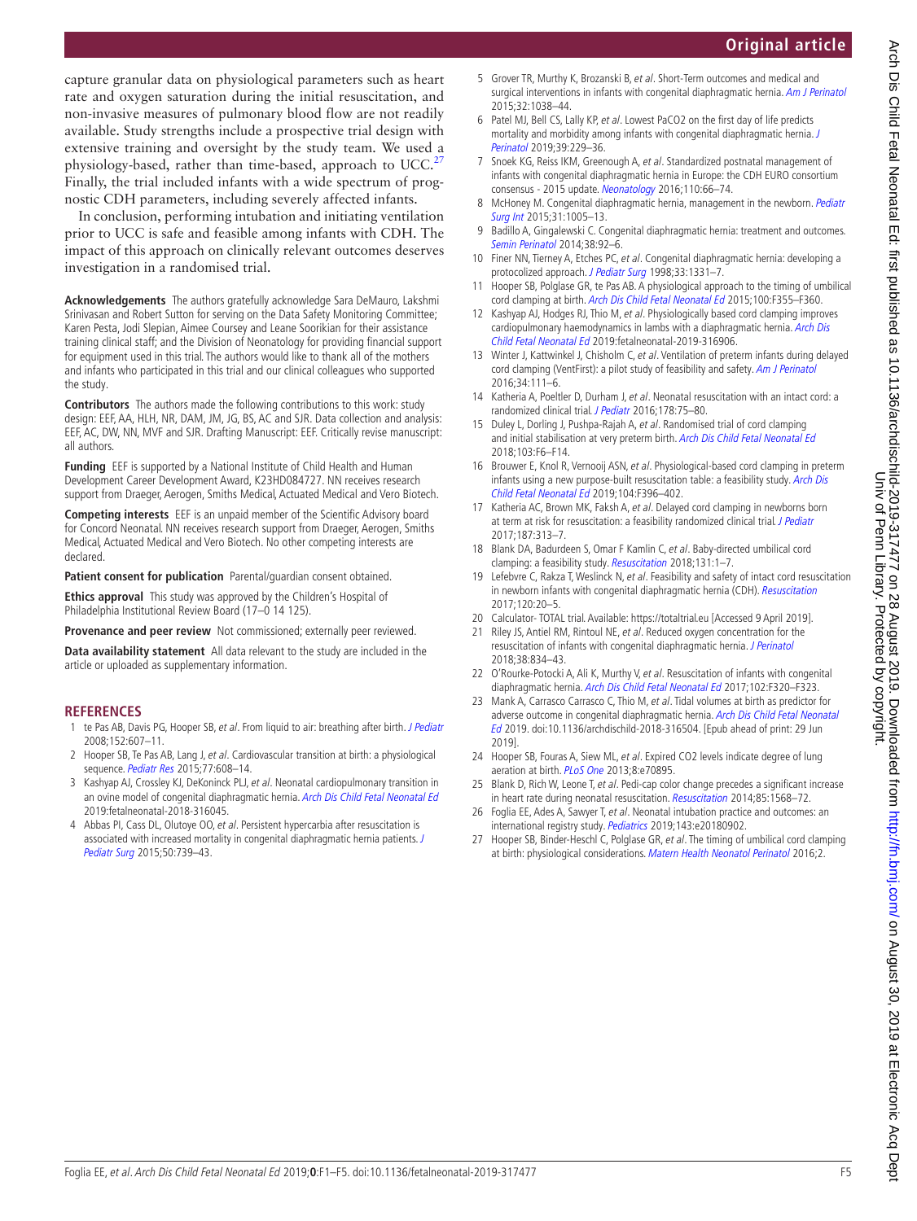capture granular data on physiological parameters such as heart rate and oxygen saturation during the initial resuscitation, and non-invasive measures of pulmonary blood flow are not readily available. Study strengths include a prospective trial design with extensive training and oversight by the study team. We used a physiology-based, rather than time-based, approach to UCC.[27] Finally, the trial included infants with a wide spectrum of prognostic CDH parameters, including severely affected infants.

In conclusion, performing intubation and initiating ventilation prior to UCC is safe and feasible among infants with CDH. The impact of this approach on clinically relevant outcomes deserves investigation in a randomised trial.

**Acknowledgements** The authors gratefully acknowledge Sara DeMauro, Lakshmi Srinivasan and Robert Sutton for serving on the Data Safety Monitoring Committee; Karen Pesta, Jodi Slepian, Aimee Coursey and Leane Soorikian for their assistance training clinical staff; and the Division of Neonatology for providing financial support for equipment used in this trial. The authors would like to thank all of the mothers and infants who participated in this trial and our clinical colleagues who supported the study.

**Contributors** The authors made the following contributions to this work: study design: EEF, AA, HLH, NR, DAM, JM, JG, BS, AC and SJR. Data collection and analysis: EEF, AC, DW, NN, MVF and SJR. Drafting Manuscript: EEF. Critically revise manuscript: all authors.

**Funding** EEF is supported by a National Institute of Child Health and Human Development Career Development Award, K23HD084727. NN receives research support from Draeger, Aerogen, Smiths Medical, Actuated Medical and Vero Biotech.

**Competing interests** EEF is an unpaid member of the Scientific Advisory board for Concord Neonatal. NN receives research support from Draeger, Aerogen, Smiths Medical, Actuated Medical and Vero Biotech. No other competing interests are declared.

**Patient consent for publication** Parental/guardian consent obtained.

**Ethics approval** This study was approved by the Children's Hospital of Philadelphia Institutional Review Board (17–0 14 125).

**Provenance and peer review** Not commissioned; externally peer reviewed.

**Data availability statement** All data relevant to the study are included in the article or uploaded as supplementary information.

## REFERENCES

1. te Pas AB, Davis PG, Hooper SB, *et al*. From liquid to air: breathing after birth. *J Pediatr* 2008;152:607–11.
2. Hooper SB, Te Pas AB, Lang J, *et al*. Cardiovascular transition at birth: a physiological sequence. *Pediatr Res* 2015;77:608–14.
3. Kashyap AJ, Crossley KJ, DeKoninck PLJ, *et al*. Neonatal cardiopulmonary transition in an ovine model of congenital diaphragmatic hernia. *Arch Dis Child Fetal Neonatal Ed* 2019:fetalneonatal-2018-316045.
4. Abbas PI, Cass DL, Olutoye OO, *et al*. Persistent hypercarbia after resuscitation is associated with increased mortality in congenital diaphragmatic hernia patients. *J Pediatr Surg* 2015;50:739–43.
5. Grover TR, Murthy K, Brozanski B, *et al*. Short-Term outcomes and medical and surgical interventions in infants with congenital diaphragmatic hernia. *Am J Perinatol* 2015;32:1038–44.
6. Patel MJ, Bell CS, Lally KP, *et al*. Lowest PaCO2 on the first day of life predicts mortality and morbidity among infants with congenital diaphragmatic hernia. *J Perinatol* 2019;39:229–36.
7. Snoek KG, Reiss IKM, Greenough A, *et al*. Standardized postnatal management of infants with congenital diaphragmatic hernia in Europe: the CDH EURO consortium consensus - 2015 update. *Neonatology* 2016;110:66–74.
8. McHoney M. Congenital diaphragmatic hernia, management in the newborn. *Pediatr Surg Int* 2015;31:1005–13.
9. Badillo A, Gingalewski C. Congenital diaphragmatic hernia: treatment and outcomes. *Semin Perinatol* 2014;38:92–6.
10. Finer NN, Tierney A, Etches PC, *et al*. Congenital diaphragmatic hernia: developing a protocolized approach. *J Pediatr Surg* 1998;33:1331–7.
11. Hooper SB, Polglase GR, te Pas AB. A physiological approach to the timing of umbilical cord clamping at birth. *Arch Dis Child Fetal Neonatal Ed* 2015;100:F355–F360.
12. Kashyap AJ, Hodges RJ, Thio M, *et al*. Physiologically based cord clamping improves cardiopulmonary haemodynamics in lambs with a diaphragmatic hernia. *Arch Dis Child Fetal Neonatal Ed* 2019:fetalneonatal-2019-316906.
13. Winter J, Kattwinkel J, Chisholm C, *et al*. Ventilation of preterm infants during delayed cord clamping (VentFirst): a pilot study of feasibility and safety. *Am J Perinatol* 2016;34:111–6.
14. Katheria A, Poeltler D, Durham J, *et al*. Neonatal resuscitation with an intact cord: a randomized clinical trial. *J Pediatr* 2016;178:75–80.
15. Duley L, Dorling J, Pushpa-Rajah A, *et al*. Randomised trial of cord clamping and initial stabilisation at very preterm birth. *Arch Dis Child Fetal Neonatal Ed* 2018;103:F6–F14.
16. Brouwer E, Knol R, Vernooij ASN, *et al*. Physiological-based cord clamping in preterm infants using a new purpose-built resuscitation table: a feasibility study. *Arch Dis Child Fetal Neonatal Ed* 2019;104:F396–402.
17. Katheria AC, Brown MK, Faksh A, *et al*. Delayed cord clamping in newborns born at term at risk for resuscitation: a feasibility randomized clinical trial. *J Pediatr* 2017;187:313–7.
18. Blank DA, Badurdeen S, Omar F Kamlin C, *et al*. Baby-directed umbilical cord clamping: a feasibility study. *Resuscitation* 2018;131:1–7.
19. Lefebvre C, Rakza T, Weslinck N, *et al*. Feasibility and safety of intact cord resuscitation in newborn infants with congenital diaphragmatic hernia (CDH). *Resuscitation* 2017;120:20–5.
20. Calculator- TOTAL trial. Available: https://totaltrial.eu [Accessed 9 April 2019].
21. Riley JS, Antiel RM, Rintoul NE, *et al*. Reduced oxygen concentration for the resuscitation of infants with congenital diaphragmatic hernia. *J Perinatol* 2018;38:834–43.
22. O'Rourke-Potocki A, Ali K, Murthy V, *et al*. Resuscitation of infants with congenital diaphragmatic hernia. *Arch Dis Child Fetal Neonatal Ed* 2017;102:F320–F323.
23. Mank A, Carrasco Carrasco C, Thio M, *et al*. Tidal volumes at birth as predictor for adverse outcome in congenital diaphragmatic hernia. *Arch Dis Child Fetal Neonatal Ed* 2019. doi:10.1136/archdischild-2018-316504. [Epub ahead of print: 29 Jun 2019].
24. Hooper SB, Fouras A, Siew ML, *et al*. Expired CO2 levels indicate degree of lung aeration at birth. *PLoS One* 2013;8:e70895.
25. Blank D, Rich W, Leone T, *et al*. Pedi-cap color change precedes a significant increase in heart rate during neonatal resuscitation. *Resuscitation* 2014;85:1568–72.
26. Foglia EE, Ades A, Sawyer T, *et al*. Neonatal intubation practice and outcomes: an international registry study. *Pediatrics* 2019;143:e20180902.
27. Hooper SB, Binder-Heschl C, Polglase GR, *et al*. The timing of umbilical cord clamping at birth: physiological considerations. *Matern Health Neonatol Perinatol* 2016;2.